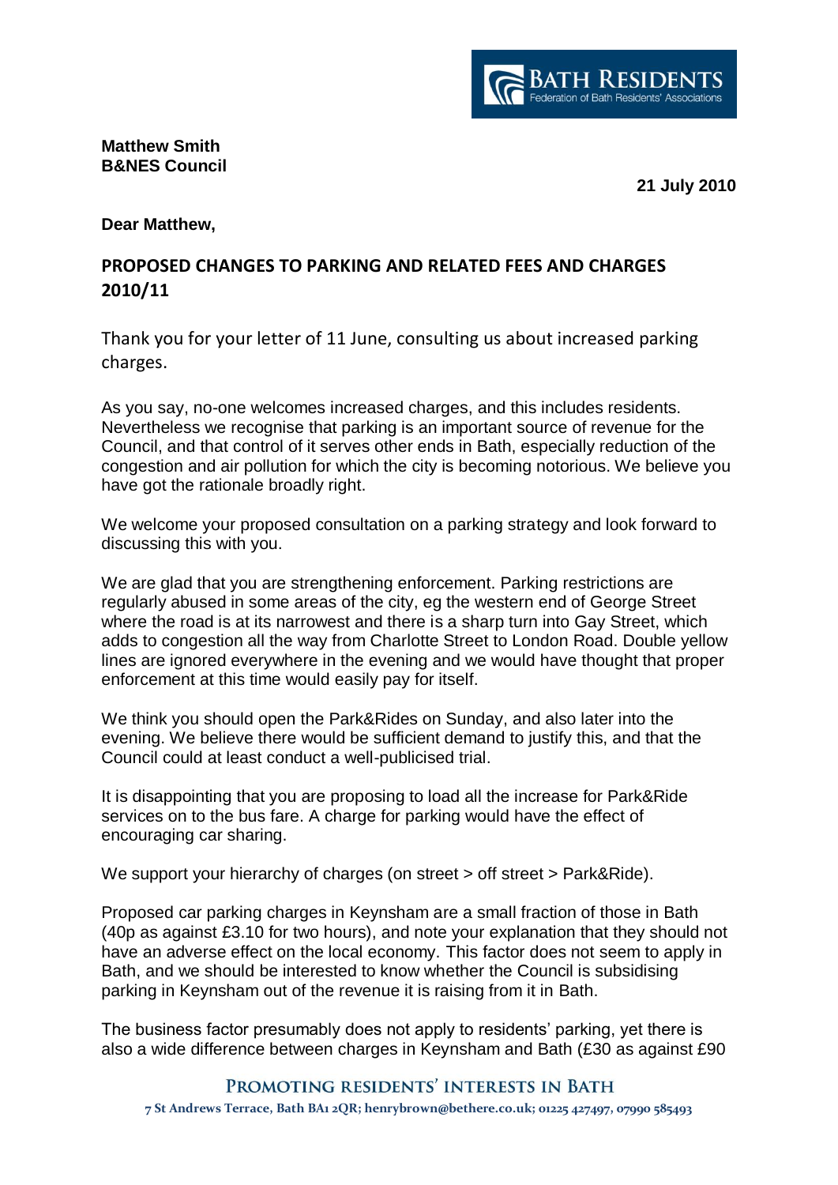BATH RESIDENTS
Federation of Bath Residents' Associations

**Matthew Smith**
**B&NES Council**

**21 July 2010**

**Dear Matthew,**

## PROPOSED CHANGES TO PARKING AND RELATED FEES AND CHARGES 2010/11

Thank you for your letter of 11 June, consulting us about increased parking charges.

As you say, no-one welcomes increased charges, and this includes residents. Nevertheless we recognise that parking is an important source of revenue for the Council, and that control of it serves other ends in Bath, especially reduction of the congestion and air pollution for which the city is becoming notorious. We believe you have got the rationale broadly right.

We welcome your proposed consultation on a parking strategy and look forward to discussing this with you.

We are glad that you are strengthening enforcement. Parking restrictions are regularly abused in some areas of the city, eg the western end of George Street where the road is at its narrowest and there is a sharp turn into Gay Street, which adds to congestion all the way from Charlotte Street to London Road. Double yellow lines are ignored everywhere in the evening and we would have thought that proper enforcement at this time would easily pay for itself.

We think you should open the Park&Rides on Sunday, and also later into the evening. We believe there would be sufficient demand to justify this, and that the Council could at least conduct a well-publicised trial.

It is disappointing that you are proposing to load all the increase for Park&Ride services on to the bus fare. A charge for parking would have the effect of encouraging car sharing.

We support your hierarchy of charges (on street > off street > Park&Ride).

Proposed car parking charges in Keynsham are a small fraction of those in Bath (40p as against £3.10 for two hours), and note your explanation that they should not have an adverse effect on the local economy. This factor does not seem to apply in Bath, and we should be interested to know whether the Council is subsidising parking in Keynsham out of the revenue it is raising from it in Bath.

The business factor presumably does not apply to residents' parking, yet there is also a wide difference between charges in Keynsham and Bath (£30 as against £90

PROMOTING RESIDENTS' INTERESTS IN BATH
7 St Andrews Terrace, Bath BA1 2QR; henrybrown@bethere.co.uk; 01225 427497, 07990 585493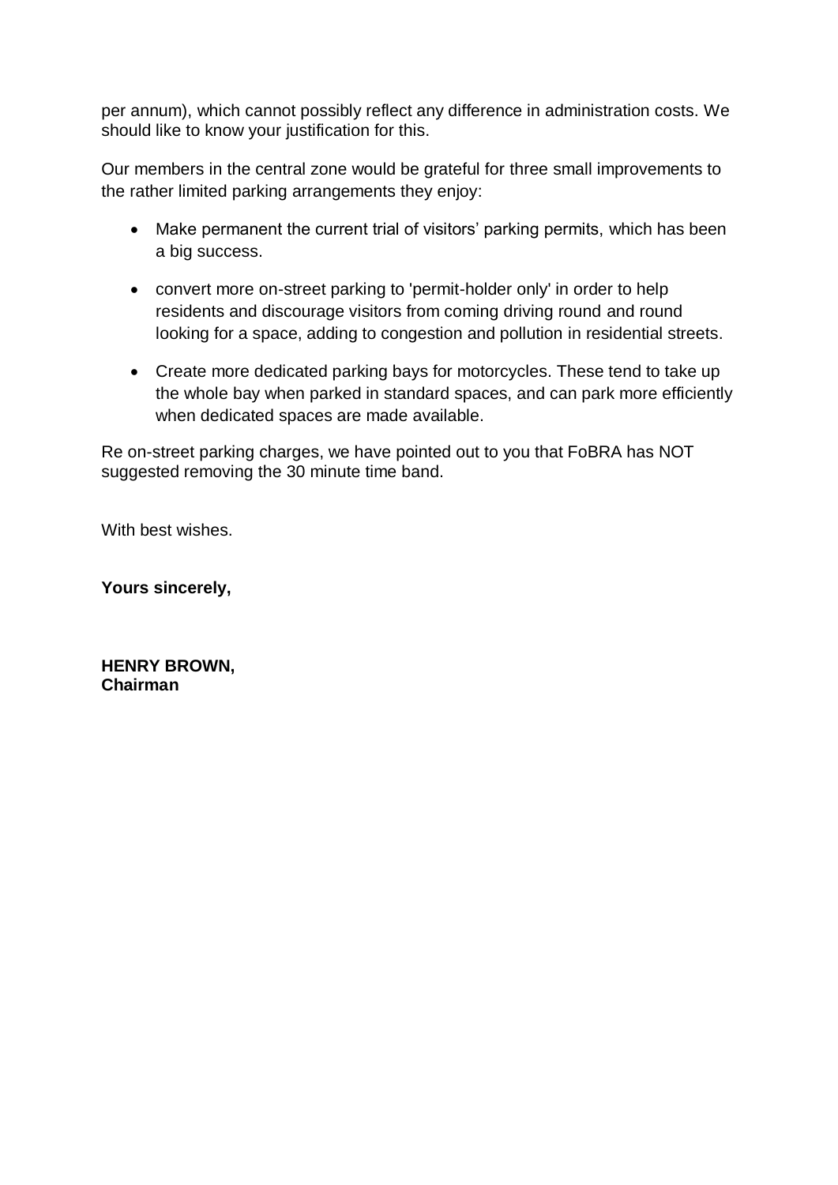per annum), which cannot possibly reflect any difference in administration costs. We should like to know your justification for this.

Our members in the central zone would be grateful for three small improvements to the rather limited parking arrangements they enjoy:

- Make permanent the current trial of visitors' parking permits, which has been a big success.
- convert more on-street parking to 'permit-holder only' in order to help residents and discourage visitors from coming driving round and round looking for a space, adding to congestion and pollution in residential streets.
- Create more dedicated parking bays for motorcycles. These tend to take up the whole bay when parked in standard spaces, and can park more efficiently when dedicated spaces are made available.

Re on-street parking charges, we have pointed out to you that FoBRA has NOT suggested removing the 30 minute time band.

With best wishes.

**Yours sincerely,**

**HENRY BROWN,**
**Chairman**